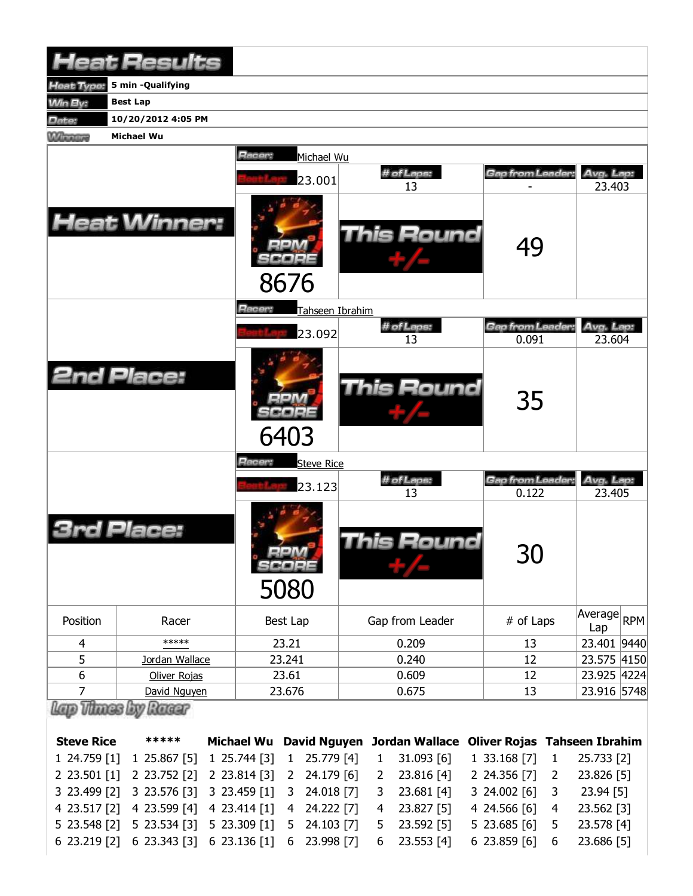# Heat Results

| | |
|---|---|
| Heat Type: | 5 min -Qualifying |
| Win By: | Best Lap |
| Date: | 10/20/2012 4:05 PM |
| Winner: | Michael Wu |

## Heat Winner:

Racer: Michael Wu

| Best Lap | # of Laps | Gap from Leader | Avg. Lap |
|---|---|---|---|
| 23.001 | 13 | - | 23.403 |

RPM SCORE: 8676

This Round +/-: 49

## 2nd Place:

Racer: Tahseen Ibrahim

| Best Lap | # of Laps | Gap from Leader | Avg. Lap |
|---|---|---|---|
| 23.092 | 13 | 0.091 | 23.604 |

RPM SCORE: 6403

This Round +/-: 35

## 3rd Place:

Racer: Steve Rice

| Best Lap | # of Laps | Gap from Leader | Avg. Lap |
|---|---|---|---|
| 23.123 | 13 | 0.122 | 23.405 |

RPM SCORE: 5080

This Round +/-: 30

| Position | Racer | Best Lap | Gap from Leader | # of Laps | Average Lap | RPM |
|---|---|---|---|---|---|---|
| 4 | ***** | 23.21 | 0.209 | 13 | 23.401 | 9440 |
| 5 | Jordan Wallace | 23.241 | 0.240 | 12 | 23.575 | 4150 |
| 6 | Oliver Rojas | 23.61 | 0.609 | 12 | 23.925 | 4224 |
| 7 | David Nguyen | 23.676 | 0.675 | 13 | 23.916 | 5748 |

## Lap Times by Racer

| Steve Rice | ***** | Michael Wu | David Nguyen | Jordan Wallace | Oliver Rojas | Tahseen Ibrahim |
|---|---|---|---|---|---|---|
| 1 24.759 [1] | 1 25.867 [5] | 1 25.744 [3] | 1 25.779 [4] | 1 31.093 [6] | 1 33.168 [7] | 1 25.733 [2] |
| 2 23.501 [1] | 2 23.752 [2] | 2 23.814 [3] | 2 24.179 [6] | 2 23.816 [4] | 2 24.356 [7] | 2 23.826 [5] |
| 3 23.499 [2] | 3 23.576 [3] | 3 23.459 [1] | 3 24.018 [7] | 3 23.681 [4] | 3 24.002 [6] | 3 23.94 [5] |
| 4 23.517 [2] | 4 23.599 [4] | 4 23.414 [1] | 4 24.222 [7] | 4 23.827 [5] | 4 24.566 [6] | 4 23.562 [3] |
| 5 23.548 [2] | 5 23.534 [3] | 5 23.309 [1] | 5 24.103 [7] | 5 23.592 [5] | 5 23.685 [6] | 5 23.578 [4] |
| 6 23.219 [2] | 6 23.343 [3] | 6 23.136 [1] | 6 23.998 [7] | 6 23.553 [4] | 6 23.859 [6] | 6 23.686 [5] |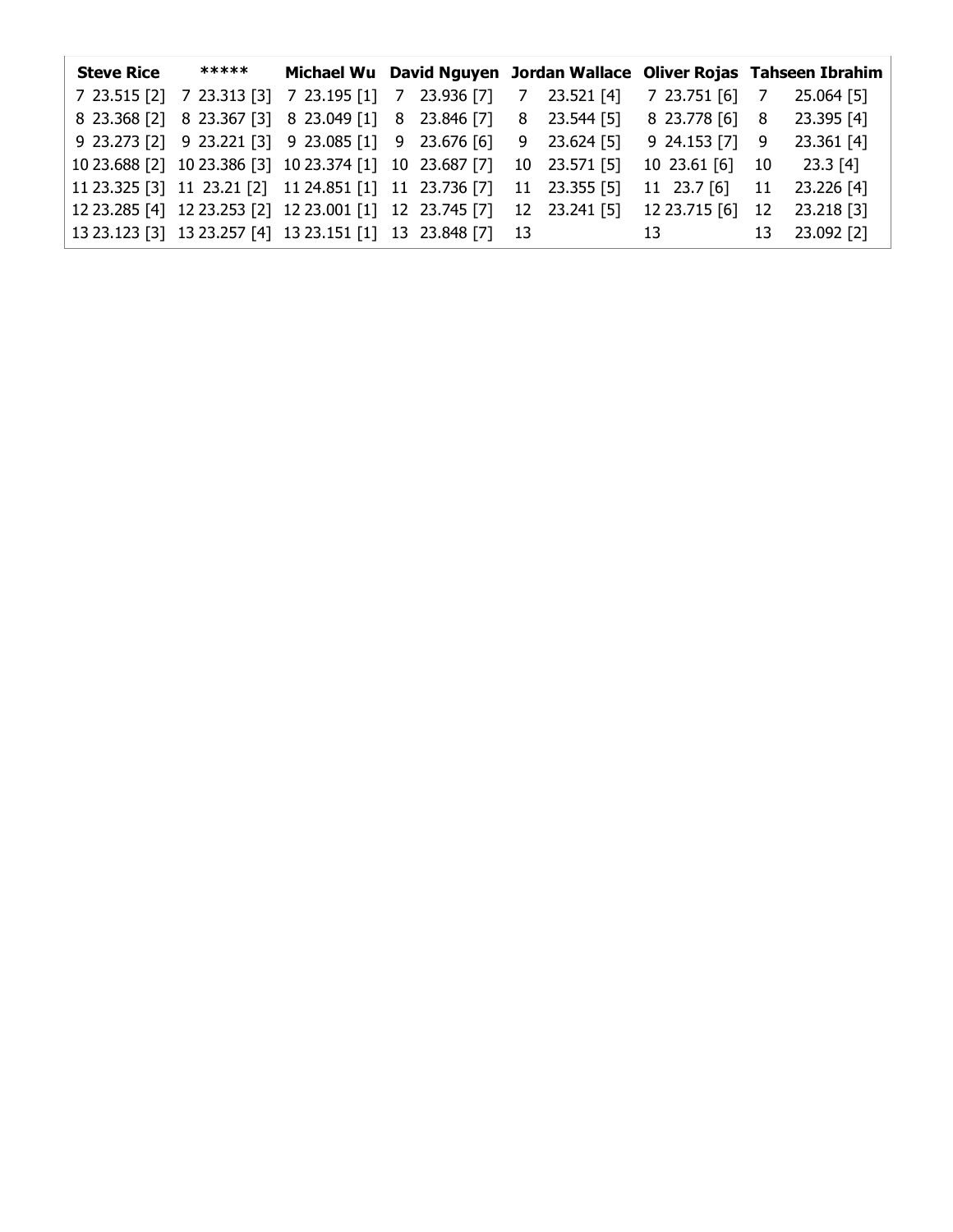| Steve Rice | ***** | Michael Wu | David Nguyen | Jordan Wallace | Oliver Rojas | Tahseen Ibrahim |
|---|---|---|---|---|---|---|
| 7 23.515 [2] | 7 23.313 [3] | 7 23.195 [1] | 7 23.936 [7] | 7 23.521 [4] | 7 23.751 [6] | 7 25.064 [5] |
| 8 23.368 [2] | 8 23.367 [3] | 8 23.049 [1] | 8 23.846 [7] | 8 23.544 [5] | 8 23.778 [6] | 8 23.395 [4] |
| 9 23.273 [2] | 9 23.221 [3] | 9 23.085 [1] | 9 23.676 [6] | 9 23.624 [5] | 9 24.153 [7] | 9 23.361 [4] |
| 10 23.688 [2] | 10 23.386 [3] | 10 23.374 [1] | 10 23.687 [7] | 10 23.571 [5] | 10 23.61 [6] | 10 23.3 [4] |
| 11 23.325 [3] | 11 23.21 [2] | 11 24.851 [1] | 11 23.736 [7] | 11 23.355 [5] | 11 23.7 [6] | 11 23.226 [4] |
| 12 23.285 [4] | 12 23.253 [2] | 12 23.001 [1] | 12 23.745 [7] | 12 23.241 [5] | 12 23.715 [6] | 12 23.218 [3] |
| 13 23.123 [3] | 13 23.257 [4] | 13 23.151 [1] | 13 23.848 [7] | 13 | 13 | 13 23.092 [2] |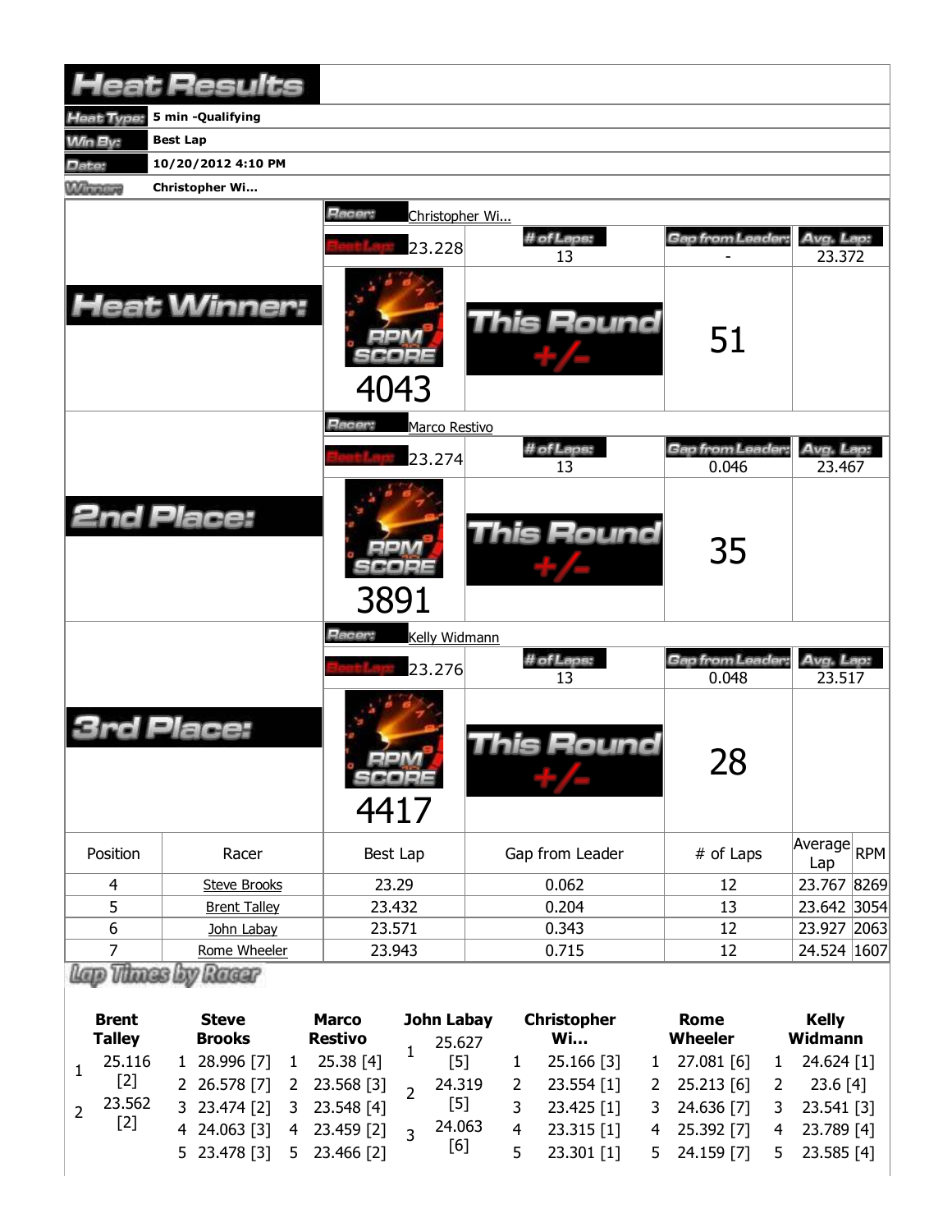# Heat Results

| | |
|---|---|
| Heat Type: | 5 min -Qualifying |
| Win By: | Best Lap |
| Date: | 10/20/2012 4:10 PM |
| Winner: | Christopher Wi... |

## Heat Winner:

Racer: Christopher Wi...

| Best Lap | # of Laps | Gap from Leader | Avg. Lap |
|---|---|---|---|
| 23.228 | 13 | - | 23.372 |

RPM SCORE: 4043

This Round +/-: 51

## 2nd Place:

Racer: Marco Restivo

| Best Lap | # of Laps | Gap from Leader | Avg. Lap |
|---|---|---|---|
| 23.274 | 13 | 0.046 | 23.467 |

RPM SCORE: 3891

This Round +/-: 35

## 3rd Place:

Racer: Kelly Widmann

| Best Lap | # of Laps | Gap from Leader | Avg. Lap |
|---|---|---|---|
| 23.276 | 13 | 0.048 | 23.517 |

RPM SCORE: 4417

This Round +/-: 28

| Position | Racer | Best Lap | Gap from Leader | # of Laps | Average Lap | RPM |
|---|---|---|---|---|---|---|
| 4 | Steve Brooks | 23.29 | 0.062 | 12 | 23.767 | 8269 |
| 5 | Brent Talley | 23.432 | 0.204 | 13 | 23.642 | 3054 |
| 6 | John Labay | 23.571 | 0.343 | 12 | 23.927 | 2063 |
| 7 | Rome Wheeler | 23.943 | 0.715 | 12 | 24.524 | 1607 |

## Lap Times by Racer

| Lap | Brent Talley | Steve Brooks | Marco Restivo | John Labay | Christopher Wi... | Rome Wheeler | Kelly Widmann |
|---|---|---|---|---|---|---|---|
| 1 | 25.116 [2] | 28.996 [7] | 25.38 [4] | 25.627 [5] | 25.166 [3] | 27.081 [6] | 24.624 [1] |
| 2 | 23.562 [2] | 26.578 [7] | 23.568 [3] | 24.319 [5] | 23.554 [1] | 25.213 [6] | 23.6 [4] |
| 3 | | 23.474 [2] | 23.548 [4] | 24.063 [6] | 23.425 [1] | 24.636 [7] | 23.541 [3] |
| 4 | | 24.063 [3] | 23.459 [2] | | 23.315 [1] | 25.392 [7] | 23.789 [4] |
| 5 | | 23.478 [3] | 23.466 [2] | | 23.301 [1] | 24.159 [7] | 23.585 [4] |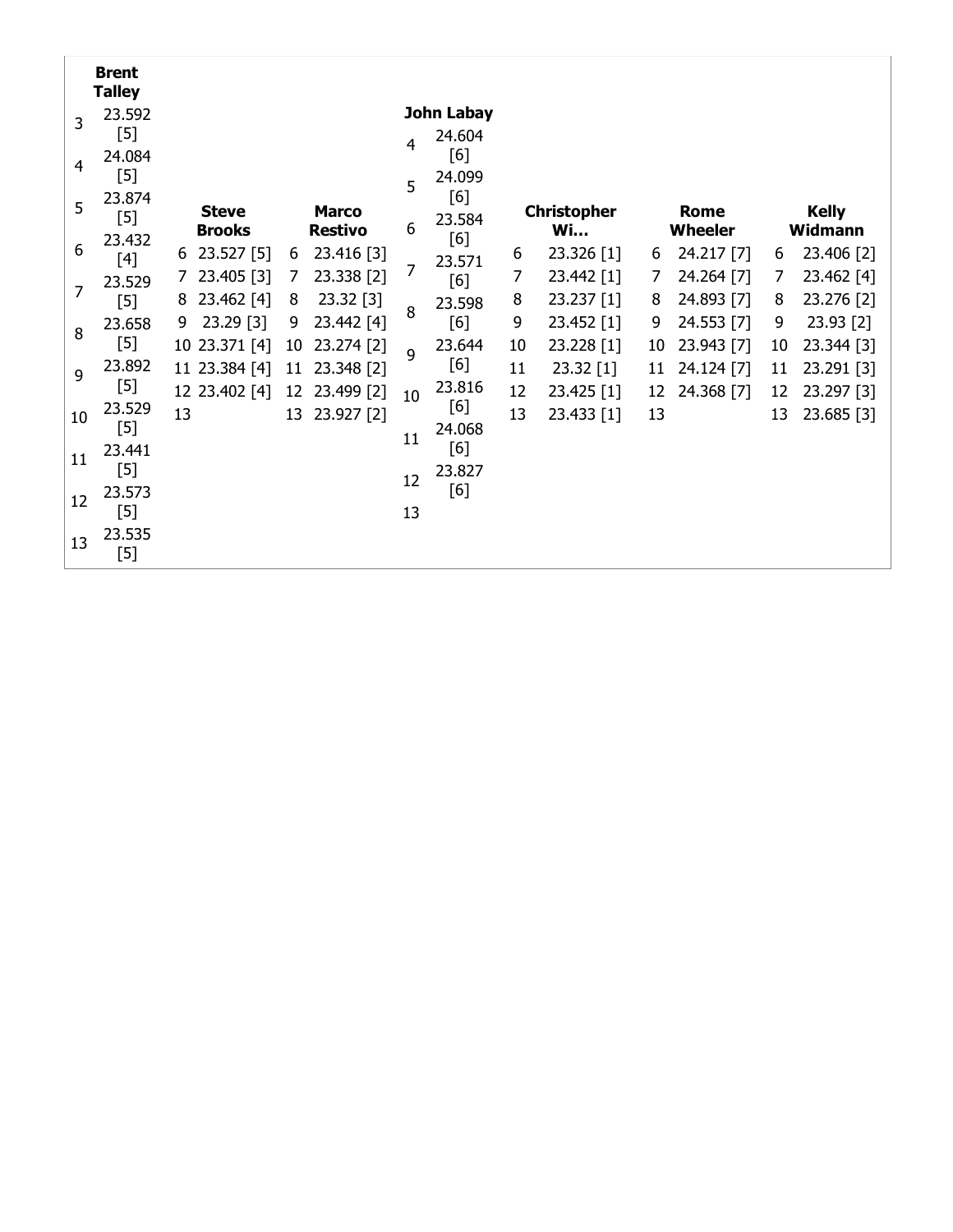| | Brent Talley | | Steve Brooks | | Marco Restivo | | John Labay | | Christopher Wi… | | Rome Wheeler | | Kelly Widmann |
|---|---|---|---|---|---|---|---|---|---|---|---|---|---|
| 3 | 23.592 [5] | | | | | | | | | | | | |
| 4 | 24.084 [5] | | | | | 4 | 24.604 [6] | | | | | | |
| 5 | 23.874 [5] | | | | | 5 | 24.099 [6] | | | | | | |
| 6 | 23.432 [4] | 6 | 23.527 [5] | 6 | 23.416 [3] | 6 | 23.584 [6] | 6 | 23.326 [1] | 6 | 24.217 [7] | 6 | 23.406 [2] |
| 7 | 23.529 [5] | 7 | 23.405 [3] | 7 | 23.338 [2] | 7 | 23.571 [6] | 7 | 23.442 [1] | 7 | 24.264 [7] | 7 | 23.462 [4] |
| 8 | 23.658 [5] | 8 | 23.462 [4] | 8 | 23.32 [3] | 8 | 23.598 [6] | 8 | 23.237 [1] | 8 | 24.893 [7] | 8 | 23.276 [2] |
| 9 | 23.892 [5] | 9 | 23.29 [3] | 9 | 23.442 [4] | 9 | 23.644 [6] | 9 | 23.452 [1] | 9 | 24.553 [7] | 9 | 23.93 [2] |
| 10 | 23.529 [5] | 10 | 23.371 [4] | 10 | 23.274 [2] | 10 | 23.816 [6] | 10 | 23.228 [1] | 10 | 23.943 [7] | 10 | 23.344 [3] |
| 11 | 23.441 [5] | 11 | 23.384 [4] | 11 | 23.348 [2] | 11 | 24.068 [6] | 11 | 23.32 [1] | 11 | 24.124 [7] | 11 | 23.291 [3] |
| 12 | 23.573 [5] | 12 | 23.402 [4] | 12 | 23.499 [2] | 12 | 23.827 [6] | 12 | 23.425 [1] | 12 | 24.368 [7] | 12 | 23.297 [3] |
| 13 | 23.535 [5] | 13 | | 13 | 23.927 [2] | 13 | | 13 | 23.433 [1] | 13 | | 13 | 23.685 [3] |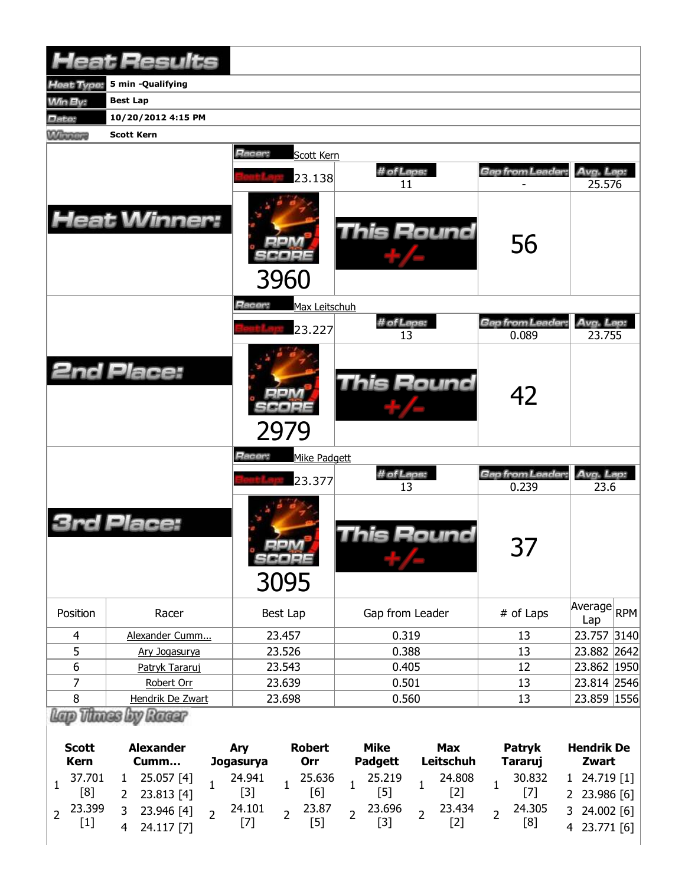# Heat Results

| | |
|---|---|
| Heat Type: | 5 min -Qualifying |
| Win By: | Best Lap |
| Date: | 10/20/2012 4:15 PM |
| Winner: | Scott Kern |

## Heat Winner:

Racer: Scott Kern

| Best Lap | # of Laps | Gap from Leader | Avg. Lap |
|---|---|---|---|
| 23.138 | 11 | - | 25.576 |

RPM SCORE: 3960

This Round +/-: 56

## 2nd Place:

Racer: Max Leitschuh

| Best Lap | # of Laps | Gap from Leader | Avg. Lap |
|---|---|---|---|
| 23.227 | 13 | 0.089 | 23.755 |

RPM SCORE: 2979

This Round +/-: 42

## 3rd Place:

Racer: Mike Padgett

| Best Lap | # of Laps | Gap from Leader | Avg. Lap |
|---|---|---|---|
| 23.377 | 13 | 0.239 | 23.6 |

RPM SCORE: 3095

This Round +/-: 37

| Position | Racer | Best Lap | Gap from Leader | # of Laps | Average Lap | RPM |
|---|---|---|---|---|---|---|
| 4 | Alexander Cumm... | 23.457 | 0.319 | 13 | 23.757 | 3140 |
| 5 | Ary Jogasurya | 23.526 | 0.388 | 13 | 23.882 | 2642 |
| 6 | Patryk Tararuj | 23.543 | 0.405 | 12 | 23.862 | 1950 |
| 7 | Robert Orr | 23.639 | 0.501 | 13 | 23.814 | 2546 |
| 8 | Hendrik De Zwart | 23.698 | 0.560 | 13 | 23.859 | 1556 |

## Lap Times by Racer

| Scott Kern | Alexander Cumm... | Ary Jogasurya | Robert Orr | Mike Padgett | Max Leitschuh | Patryk Tararuj | Hendrik De Zwart |
|---|---|---|---|---|---|---|---|
| 1 37.701 [8] | 1 25.057 [4] | 1 24.941 [3] | 1 25.636 [6] | 1 25.219 [5] | 1 24.808 [2] | 1 30.832 [7] | 1 24.719 [1] |
| 2 23.399 [1] | 2 23.813 [4] | 2 24.101 [7] | 2 23.87 [5] | 2 23.696 [3] | 2 23.434 [2] | 2 24.305 [8] | 2 23.986 [6] |
| | 3 23.946 [4] | | | | | | 3 24.002 [6] |
| | 4 24.117 [7] | | | | | | 4 23.771 [6] |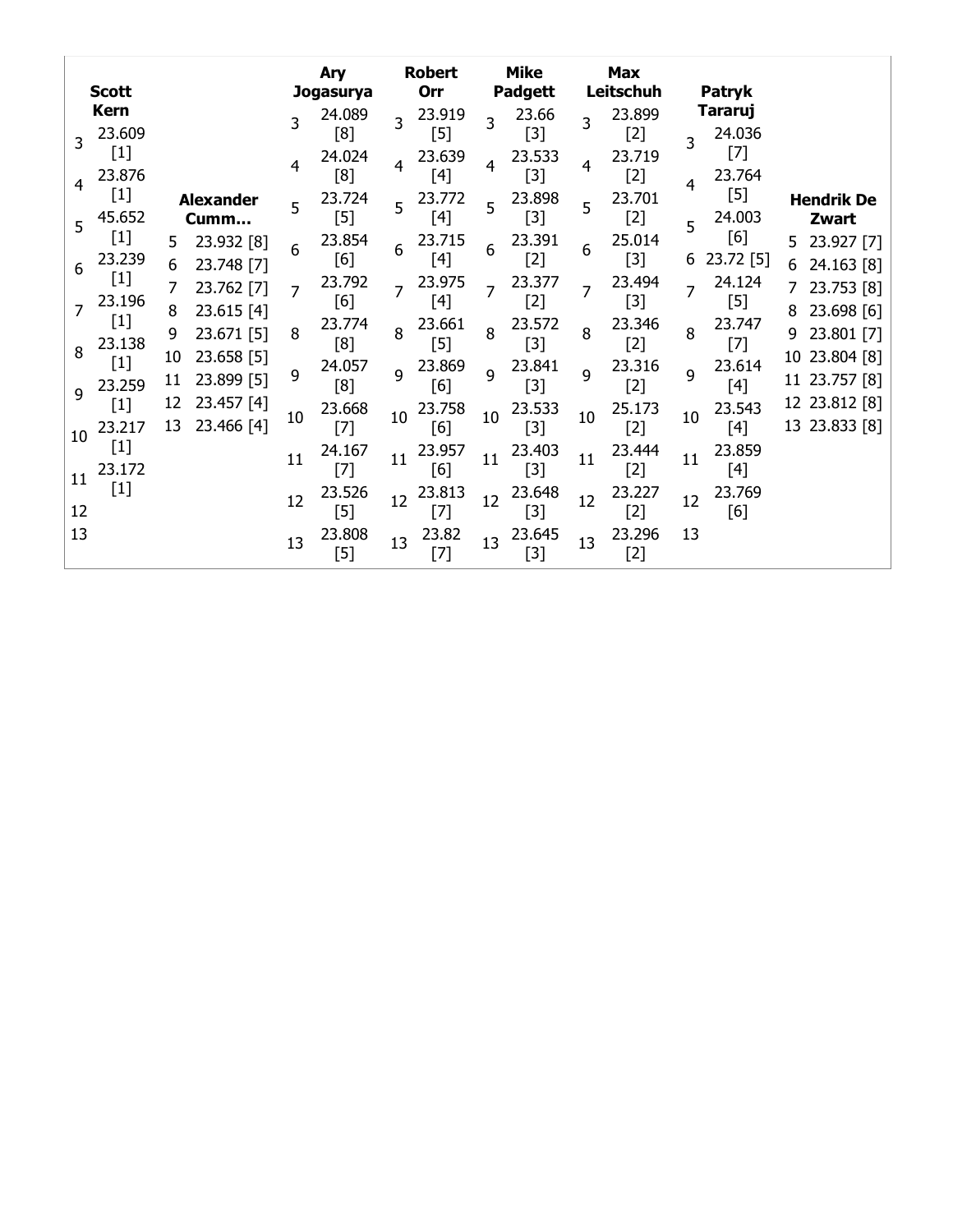| Lap | Scott Kern | Alexander Cumm… | Ary Jogasurya | Robert Orr | Mike Padgett | Max Leitschuh | Patryk Tararuj | Hendrik De Zwart |
|---|---|---|---|---|---|---|---|---|
| 3 | 23.609 [1] | | 24.089 [8] | 23.919 [5] | 23.66 [3] | 23.899 [2] | 24.036 [7] | |
| 4 | 23.876 [1] | | 24.024 [8] | 23.639 [4] | 23.533 [3] | 23.719 [2] | 23.764 [5] | |
| 5 | 45.652 [1] | 23.932 [8] | 23.724 [5] | 23.772 [4] | 23.898 [3] | 23.701 [2] | 24.003 [6] | 23.927 [7] |
| 6 | 23.239 [1] | 23.748 [7] | 23.854 [6] | 23.715 [4] | 23.391 [2] | 25.014 [3] | 23.72 [5] | 24.163 [8] |
| 7 | 23.196 [1] | 23.762 [7] | 23.792 [6] | 23.975 [4] | 23.377 [2] | 23.494 [3] | 24.124 [5] | 23.753 [8] |
| 8 | 23.138 [1] | 23.615 [4] | 23.774 [8] | 23.661 [5] | 23.572 [3] | 23.346 [2] | 23.747 [7] | 23.698 [6] |
| 9 | 23.259 [1] | 23.671 [5] | 24.057 [8] | 23.869 [6] | 23.841 [3] | 23.316 [2] | 23.614 [4] | 23.801 [7] |
| 10 | 23.217 [1] | 23.658 [5] | 23.668 [7] | 23.758 [6] | 23.533 [3] | 25.173 [2] | 23.543 [4] | 23.804 [8] |
| 11 | 23.172 [1] | 23.899 [5] | 24.167 [7] | 23.957 [6] | 23.403 [3] | 23.444 [2] | 23.859 [4] | 23.757 [8] |
| 12 | | 23.457 [4] | 23.526 [5] | 23.813 [7] | 23.648 [3] | 23.227 [2] | 23.769 [6] | 23.812 [8] |
| 13 | | 23.466 [4] | 23.808 [5] | 23.82 [7] | 23.645 [3] | 23.296 [2] | | 23.833 [8] |